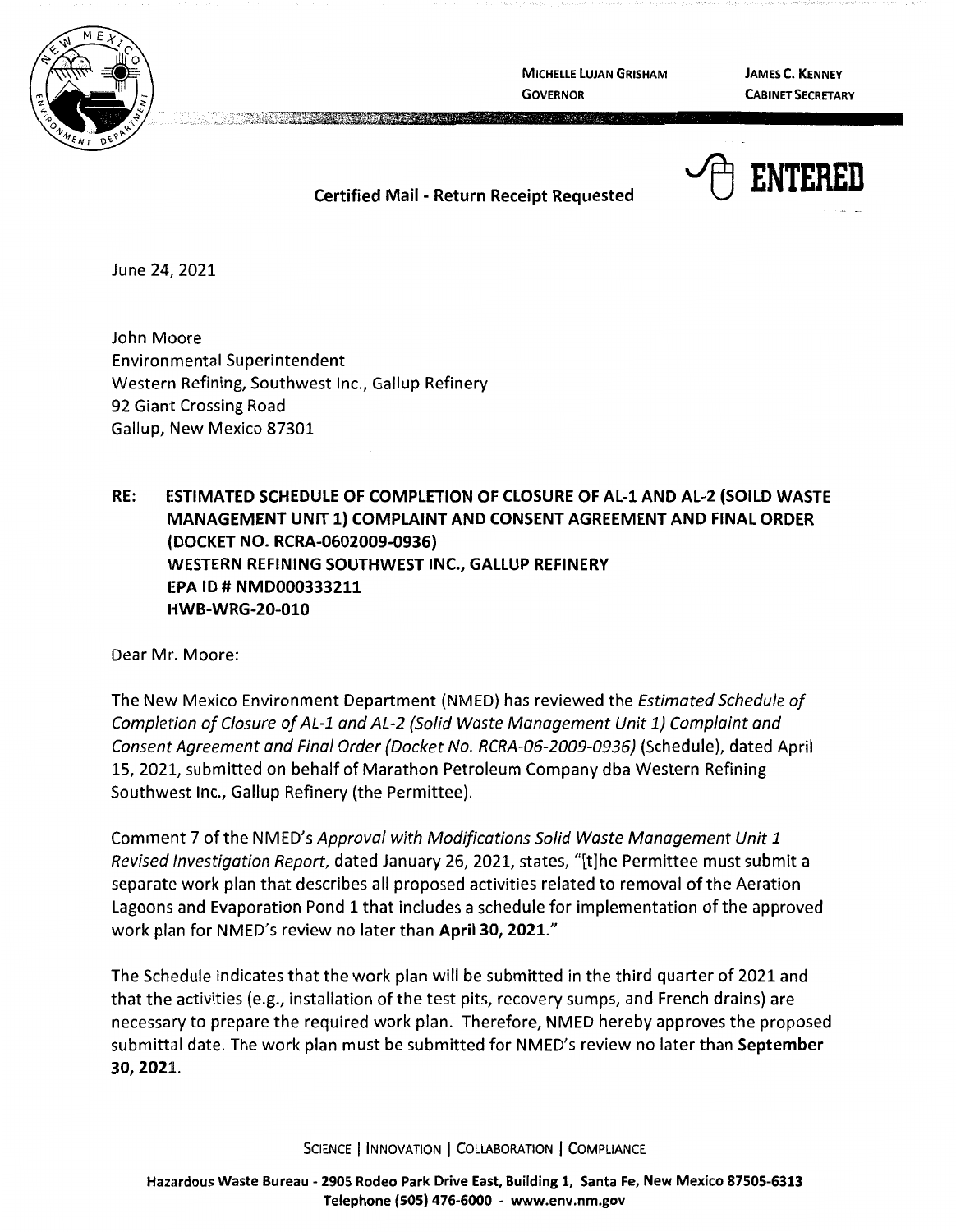MICHELLE LUJAN GRISHAM
GOVERNOR

JAMES C. KENNEY
CABINET SECRETARY

ENTERED

**Certified Mail - Return Receipt Requested**

June 24, 2021

John Moore
Environmental Superintendent
Western Refining, Southwest Inc., Gallup Refinery
92 Giant Crossing Road
Gallup, New Mexico 87301

**RE: ESTIMATED SCHEDULE OF COMPLETION OF CLOSURE OF AL-1 AND AL-2 (SOILD WASTE MANAGEMENT UNIT 1) COMPLAINT AND CONSENT AGREEMENT AND FINAL ORDER (DOCKET NO. RCRA-0602009-0936)**
**WESTERN REFINING SOUTHWEST INC., GALLUP REFINERY**
**EPA ID # NMD000333211**
**HWB-WRG-20-010**

Dear Mr. Moore:

The New Mexico Environment Department (NMED) has reviewed the *Estimated Schedule of Completion of Closure of AL-1 and AL-2 (Solid Waste Management Unit 1) Complaint and Consent Agreement and Final Order (Docket No. RCRA-06-2009-0936)* (Schedule), dated April 15, 2021, submitted on behalf of Marathon Petroleum Company dba Western Refining Southwest Inc., Gallup Refinery (the Permittee).

Comment 7 of the NMED's *Approval with Modifications Solid Waste Management Unit 1 Revised Investigation Report,* dated January 26, 2021, states, "[t]he Permittee must submit a separate work plan that describes all proposed activities related to removal of the Aeration Lagoons and Evaporation Pond 1 that includes a schedule for implementation of the approved work plan for NMED's review no later than **April 30, 2021.**"

The Schedule indicates that the work plan will be submitted in the third quarter of 2021 and that the activities (e.g., installation of the test pits, recovery sumps, and French drains) are necessary to prepare the required work plan. Therefore, NMED hereby approves the proposed submittal date. The work plan must be submitted for NMED's review no later than **September 30, 2021.**

SCIENCE | INNOVATION | COLLABORATION | COMPLIANCE

**Hazardous Waste Bureau - 2905 Rodeo Park Drive East, Building 1, Santa Fe, New Mexico 87505-6313**
**Telephone (505) 476-6000 - www.env.nm.gov**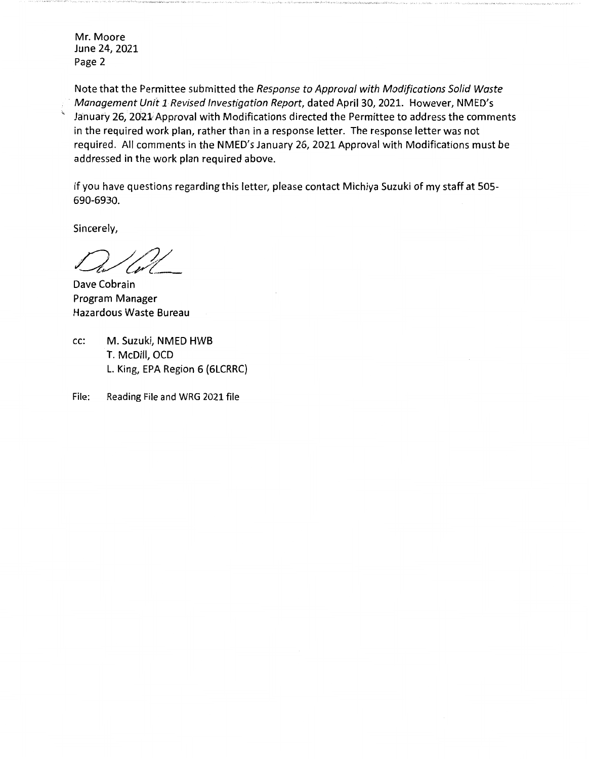Note that the Permittee submitted the *Response to Approval with Modifications Solid Waste Management Unit 1 Revised Investigation Report*, dated April 30, 2021. However, NMED's January 26, 2021 Approval with Modifications directed the Permittee to address the comments in the required work plan, rather than in a response letter. The response letter was not required. All comments in the NMED's January 26, 2021 Approval with Modifications must be addressed in the work plan required above.

If you have questions regarding this letter, please contact Michiya Suzuki of my staff at 505-690-6930.

Sincerely,

Dave Cobrain
Program Manager
Hazardous Waste Bureau

cc: M. Suzuki, NMED HWB
T. McDill, OCD
L. King, EPA Region 6 (6LCRRC)

File: Reading File and WRG 2021 file